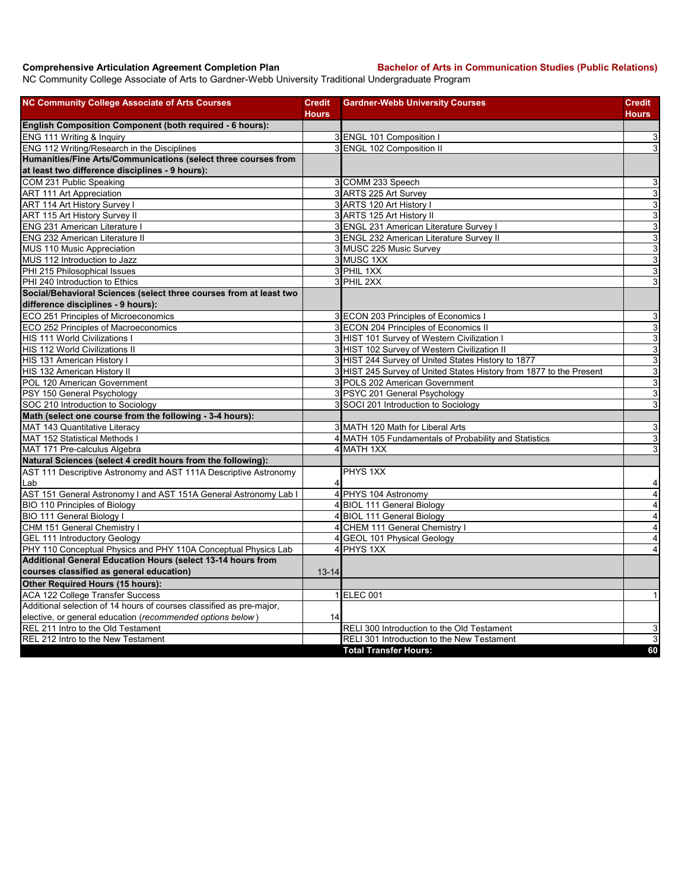**Comprehensive Articulation Agreement Completion Plan** **Bachelor of Arts in Communication Studies (Public Relations)**

NC Community College Associate of Arts to Gardner-Webb University Traditional Undergraduate Program

| NC Community College Associate of Arts Courses | Credit Hours | Gardner-Webb University Courses | Credit Hours |
|---|---|---|---|
| **English Composition Component (both required - 6 hours):** | | | |
| ENG 111 Writing & Inquiry | 3 | ENGL 101 Composition I | 3 |
| ENG 112 Writing/Research in the Disciplines | 3 | ENGL 102 Composition II | 3 |
| **Humanities/Fine Arts/Communications (select three courses from at least two difference disciplines - 9 hours):** | | | |
| COM 231 Public Speaking | 3 | COMM 233 Speech | 3 |
| ART 111 Art Appreciation | 3 | ARTS 225 Art Survey | 3 |
| ART 114 Art History Survey I | 3 | ARTS 120 Art History I | 3 |
| ART 115 Art History Survey II | 3 | ARTS 125 Art History II | 3 |
| ENG 231 American Literature I | 3 | ENGL 231 American Literature Survey I | 3 |
| ENG 232 American Literature II | 3 | ENGL 232 American Literature Survey II | 3 |
| MUS 110 Music Appreciation | 3 | MUSC 225 Music Survey | 3 |
| MUS 112 Introduction to Jazz | 3 | MUSC 1XX | 3 |
| PHI 215 Philosophical Issues | 3 | PHIL 1XX | 3 |
| PHI 240 Introduction to Ethics | 3 | PHIL 2XX | 3 |
| **Social/Behavioral Sciences (select three courses from at least two difference disciplines - 9 hours):** | | | |
| ECO 251 Principles of Microeconomics | 3 | ECON 203 Principles of Economics I | 3 |
| ECO 252 Principles of Macroeconomics | 3 | ECON 204 Principles of Economics II | 3 |
| HIS 111 World Civilizations I | 3 | HIST 101 Survey of Western Civilization I | 3 |
| HIS 112 World Civilizations II | 3 | HIST 102 Survey of Western Civilization II | 3 |
| HIS 131 American History I | 3 | HIST 244 Survey of United States History to 1877 | 3 |
| HIS 132 American History II | 3 | HIST 245 Survey of United States History from 1877 to the Present | 3 |
| POL 120 American Government | 3 | POLS 202 American Government | 3 |
| PSY 150 General Psychology | 3 | PSYC 201 General Psychology | 3 |
| SOC 210 Introduction to Sociology | 3 | SOCI 201 Introduction to Sociology | 3 |
| **Math (select one course from the following - 3-4 hours):** | | | |
| MAT 143 Quantitative Literacy | 3 | MATH 120 Math for Liberal Arts | 3 |
| MAT 152 Statistical Methods I | 4 | MATH 105 Fundamentals of Probability and Statistics | 3 |
| MAT 171 Pre-calculus Algebra | 4 | MATH 1XX | 3 |
| **Natural Sciences (select 4 credit hours from the following):** | | | |
| AST 111 Descriptive Astronomy and AST 111A Descriptive Astronomy Lab | 4 | PHYS 1XX | 4 |
| AST 151 General Astronomy I and AST 151A General Astronomy Lab I | 4 | PHYS 104 Astronomy | 4 |
| BIO 110 Principles of Biology | 4 | BIOL 111 General Biology | 4 |
| BIO 111 General Biology I | 4 | BIOL 111 General Biology | 4 |
| CHM 151 General Chemistry I | 4 | CHEM 111 General Chemistry I | 4 |
| GEL 111 Introductory Geology | 4 | GEOL 101 Physical Geology | 4 |
| PHY 110 Conceptual Physics and PHY 110A Conceptual Physics Lab | 4 | PHYS 1XX | 4 |
| **Additional General Education Hours (select 13-14 hours from courses classified as general education)** | 13-14 | | |
| **Other Required Hours (15 hours):** | | | |
| ACA 122 College Transfer Success | 1 | ELEC 001 | 1 |
| Additional selection of 14 hours of courses classified as pre-major, elective, or general education (*recommended options below*) | 14 | | |
| REL 211 Intro to the Old Testament | | RELI 300 Introduction to the Old Testament | 3 |
| REL 212 Intro to the New Testament | | RELI 301 Introduction to the New Testament | 3 |
| | | **Total Transfer Hours:** | **60** |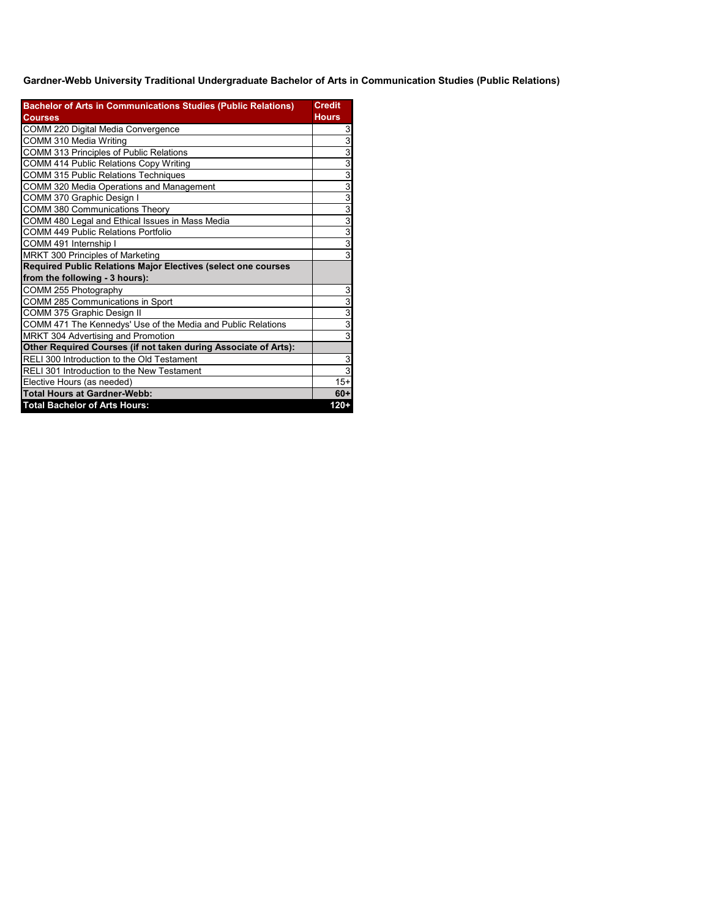**Gardner-Webb University Traditional Undergraduate Bachelor of Arts in Communication Studies (Public Relations)**

| Bachelor of Arts in Communications Studies (Public Relations) Courses | Credit Hours |
|---|---|
| COMM 220 Digital Media Convergence | 3 |
| COMM 310 Media Writing | 3 |
| COMM 313 Principles of Public Relations | 3 |
| COMM 414 Public Relations Copy Writing | 3 |
| COMM 315 Public Relations Techniques | 3 |
| COMM 320 Media Operations and Management | 3 |
| COMM 370 Graphic Design I | 3 |
| COMM 380 Communications Theory | 3 |
| COMM 480 Legal and Ethical Issues in Mass Media | 3 |
| COMM 449 Public Relations Portfolio | 3 |
| COMM 491 Internship I | 3 |
| MRKT 300 Principles of Marketing | 3 |
| **Required Public Relations Major Electives (select one courses from the following - 3 hours):** | |
| COMM 255 Photography | 3 |
| COMM 285 Communications in Sport | 3 |
| COMM 375 Graphic Design II | 3 |
| COMM 471 The Kennedys' Use of the Media and Public Relations | 3 |
| MRKT 304 Advertising and Promotion | 3 |
| **Other Required Courses (if not taken during Associate of Arts):** | |
| RELI 300 Introduction to the Old Testament | 3 |
| RELI 301 Introduction to the New Testament | 3 |
| Elective Hours (as needed) | 15+ |
| **Total Hours at Gardner-Webb:** | **60+** |
| **Total Bachelor of Arts Hours:** | **120+** |